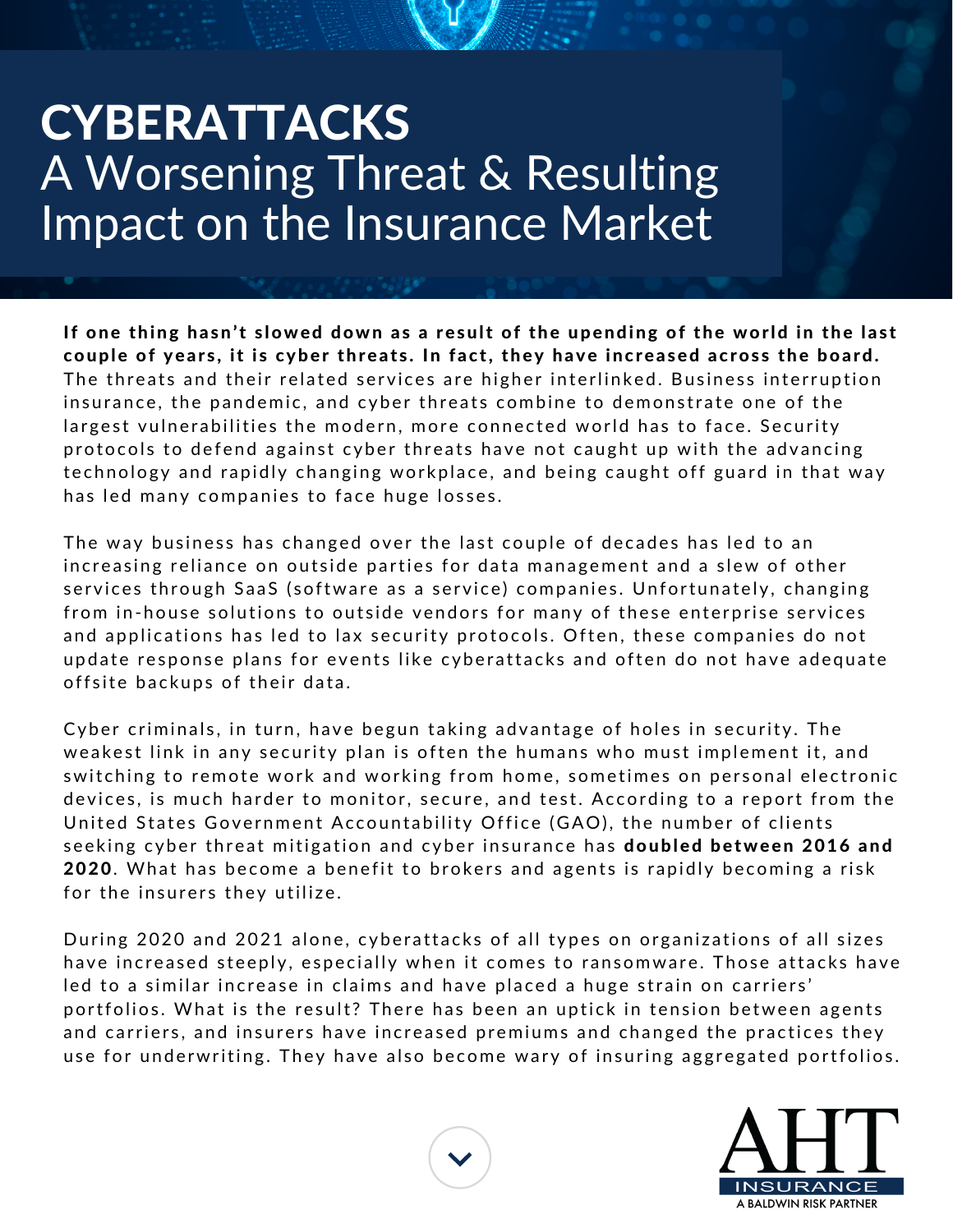# CYBERATTACKS
## A Worsening Threat & Resulting Impact on the Insurance Market

**If one thing hasn't slowed down as a result of the upending of the world in the last couple of years, it is cyber threats. In fact, they have increased across the board.** The threats and their related services are higher interlinked. Business interruption insurance, the pandemic, and cyber threats combine to demonstrate one of the largest vulnerabilities the modern, more connected world has to face. Security protocols to defend against cyber threats have not caught up with the advancing technology and rapidly changing workplace, and being caught off guard in that way has led many companies to face huge losses.

The way business has changed over the last couple of decades has led to an increasing reliance on outside parties for data management and a slew of other services through SaaS (software as a service) companies. Unfortunately, changing from in-house solutions to outside vendors for many of these enterprise services and applications has led to lax security protocols. Often, these companies do not update response plans for events like cyberattacks and often do not have adequate offsite backups of their data.

Cyber criminals, in turn, have begun taking advantage of holes in security. The weakest link in any security plan is often the humans who must implement it, and switching to remote work and working from home, sometimes on personal electronic devices, is much harder to monitor, secure, and test. According to a report from the United States Government Accountability Office (GAO), the number of clients seeking cyber threat mitigation and cyber insurance has **doubled between 2016 and 2020**. What has become a benefit to brokers and agents is rapidly becoming a risk for the insurers they utilize.

During 2020 and 2021 alone, cyberattacks of all types on organizations of all sizes have increased steeply, especially when it comes to ransomware. Those attacks have led to a similar increase in claims and have placed a huge strain on carriers' portfolios. What is the result? There has been an uptick in tension between agents and carriers, and insurers have increased premiums and changed the practices they use for underwriting. They have also become wary of insuring aggregated portfolios.

AHT INSURANCE
A BALDWIN RISK PARTNER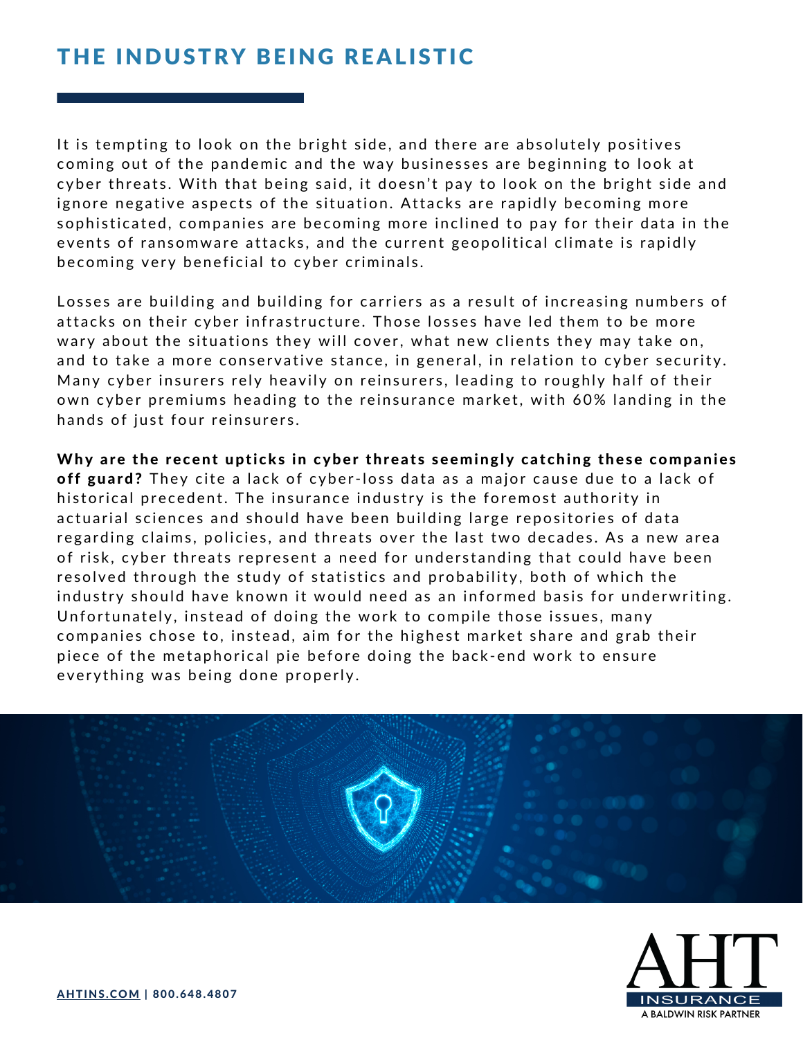## THE INDUSTRY BEING REALISTIC

It is tempting to look on the bright side, and there are absolutely positives coming out of the pandemic and the way businesses are beginning to look at cyber threats. With that being said, it doesn't pay to look on the bright side and ignore negative aspects of the situation. Attacks are rapidly becoming more sophisticated, companies are becoming more inclined to pay for their data in the events of ransomware attacks, and the current geopolitical climate is rapidly becoming very beneficial to cyber criminals.

Losses are building and building for carriers as a result of increasing numbers of attacks on their cyber infrastructure. Those losses have led them to be more wary about the situations they will cover, what new clients they may take on, and to take a more conservative stance, in general, in relation to cyber security. Many cyber insurers rely heavily on reinsurers, leading to roughly half of their own cyber premiums heading to the reinsurance market, with 60% landing in the hands of just four reinsurers.

**Why are the recent upticks in cyber threats seemingly catching these companies off guard?** They cite a lack of cyber-loss data as a major cause due to a lack of historical precedent. The insurance industry is the foremost authority in actuarial sciences and should have been building large repositories of data regarding claims, policies, and threats over the last two decades. As a new area of risk, cyber threats represent a need for understanding that could have been resolved through the study of statistics and probability, both of which the industry should have known it would need as an informed basis for underwriting. Unfortunately, instead of doing the work to compile those issues, many companies chose to, instead, aim for the highest market share and grab their piece of the metaphorical pie before doing the back-end work to ensure everything was being done properly.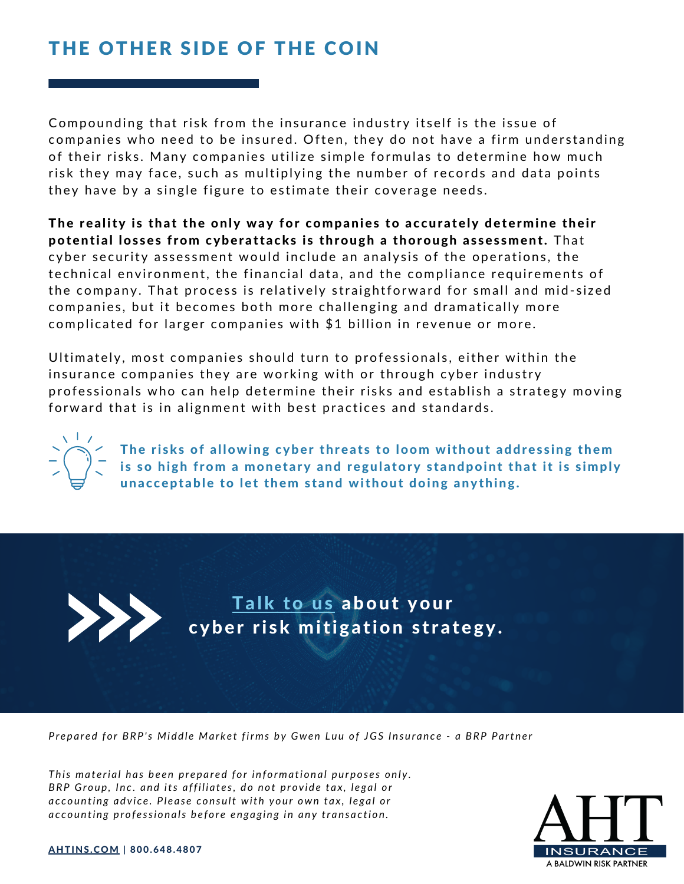## THE OTHER SIDE OF THE COIN

Compounding that risk from the insurance industry itself is the issue of companies who need to be insured. Often, they do not have a firm understanding of their risks. Many companies utilize simple formulas to determine how much risk they may face, such as multiplying the number of records and data points they have by a single figure to estimate their coverage needs.

**The reality is that the only way for companies to accurately determine their potential losses from cyberattacks is through a thorough assessment.** That cyber security assessment would include an analysis of the operations, the technical environment, the financial data, and the compliance requirements of the company. That process is relatively straightforward for small and mid-sized companies, but it becomes both more challenging and dramatically more complicated for larger companies with $1 billion in revenue or more.

Ultimately, most companies should turn to professionals, either within the insurance companies they are working with or through cyber industry professionals who can help determine their risks and establish a strategy moving forward that is in alignment with best practices and standards.

**The risks of allowing cyber threats to loom without addressing them is so high from a monetary and regulatory standpoint that it is simply unacceptable to let them stand without doing anything.**

**Talk to us about your cyber risk mitigation strategy.**

*Prepared for BRP's Middle Market firms by Gwen Luu of JGS Insurance - a BRP Partner*

*This material has been prepared for informational purposes only. BRP Group, Inc. and its affiliates, do not provide tax, legal or accounting advice. Please consult with your own tax, legal or accounting professionals before engaging in any transaction.*

AHT INSURANCE
A BALDWIN RISK PARTNER

**AHTINS.COM | 800.648.4807**